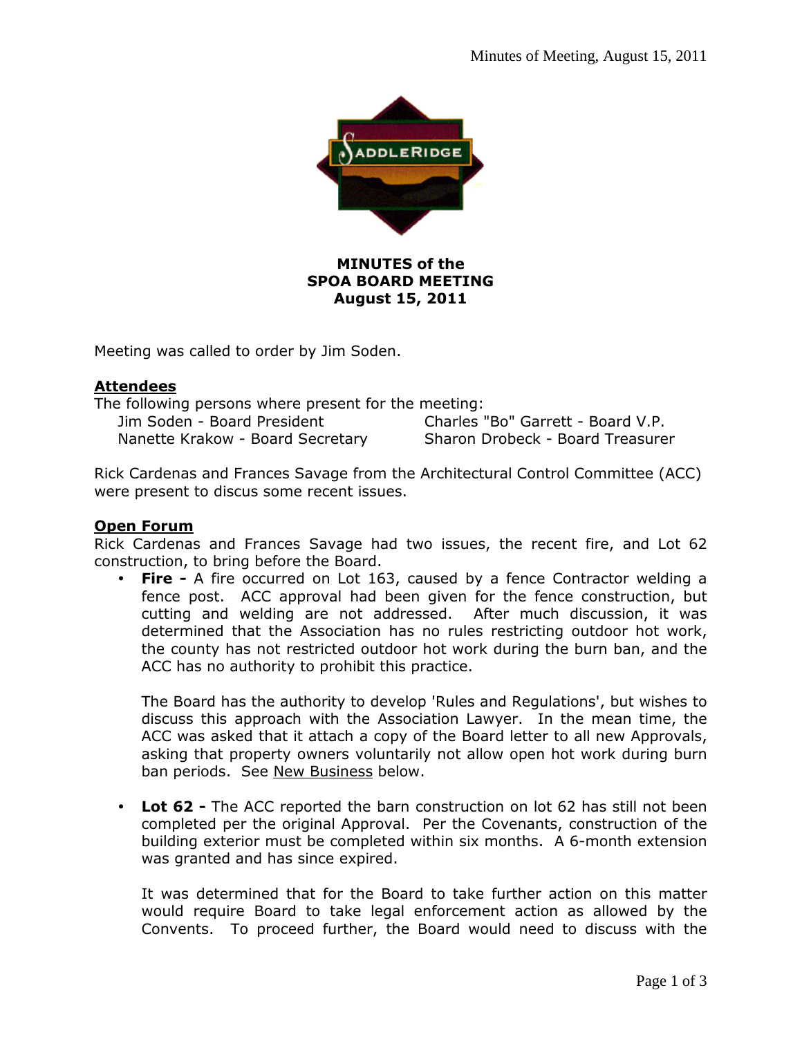**MINUTES of the**
**SPOA BOARD MEETING**
**August 15, 2011**

Meeting was called to order by Jim Soden.

## Attendees

The following persons where present for the meeting:

Jim Soden - Board President
Charles "Bo" Garrett - Board V.P.
Nanette Krakow - Board Secretary
Sharon Drobeck - Board Treasurer

Rick Cardenas and Frances Savage from the Architectural Control Committee (ACC) were present to discus some recent issues.

## Open Forum

Rick Cardenas and Frances Savage had two issues, the recent fire, and Lot 62 construction, to bring before the Board.

- **Fire -** A fire occurred on Lot 163, caused by a fence Contractor welding a fence post. ACC approval had been given for the fence construction, but cutting and welding are not addressed. After much discussion, it was determined that the Association has no rules restricting outdoor hot work, the county has not restricted outdoor hot work during the burn ban, and the ACC has no authority to prohibit this practice.

  The Board has the authority to develop 'Rules and Regulations', but wishes to discuss this approach with the Association Lawyer. In the mean time, the ACC was asked that it attach a copy of the Board letter to all new Approvals, asking that property owners voluntarily not allow open hot work during burn ban periods. See New Business below.

- **Lot 62 -** The ACC reported the barn construction on lot 62 has still not been completed per the original Approval. Per the Covenants, construction of the building exterior must be completed within six months. A 6-month extension was granted and has since expired.

  It was determined that for the Board to take further action on this matter would require Board to take legal enforcement action as allowed by the Convents. To proceed further, the Board would need to discuss with the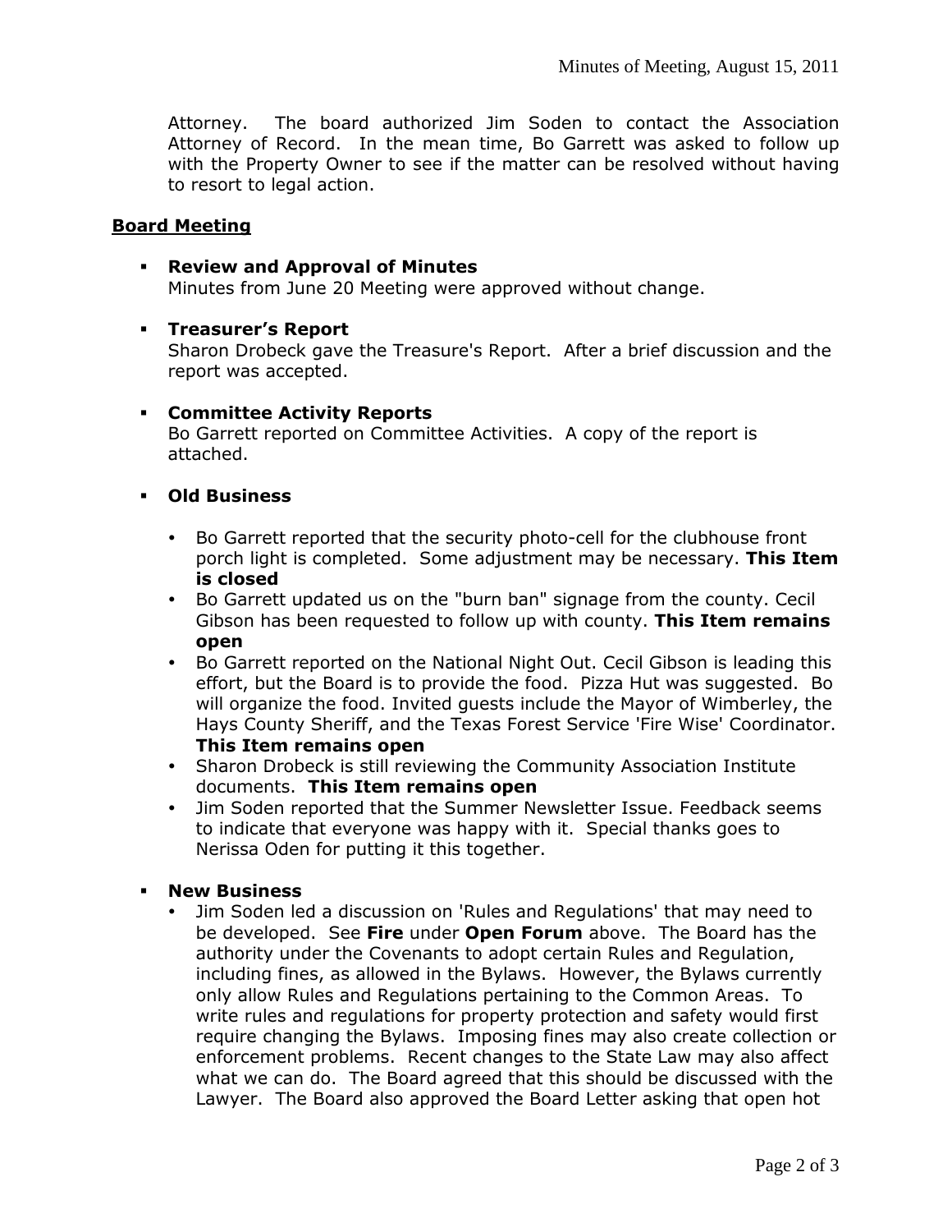Attorney. The board authorized Jim Soden to contact the Association Attorney of Record. In the mean time, Bo Garrett was asked to follow up with the Property Owner to see if the matter can be resolved without having to resort to legal action.

## Board Meeting

- **Review and Approval of Minutes**
  Minutes from June 20 Meeting were approved without change.

- **Treasurer's Report**
  Sharon Drobeck gave the Treasure's Report. After a brief discussion and the report was accepted.

- **Committee Activity Reports**
  Bo Garrett reported on Committee Activities. A copy of the report is attached.

- **Old Business**
  - Bo Garrett reported that the security photo-cell for the clubhouse front porch light is completed. Some adjustment may be necessary. **This Item is closed**
  - Bo Garrett updated us on the "burn ban" signage from the county. Cecil Gibson has been requested to follow up with county. **This Item remains open**
  - Bo Garrett reported on the National Night Out. Cecil Gibson is leading this effort, but the Board is to provide the food. Pizza Hut was suggested. Bo will organize the food. Invited guests include the Mayor of Wimberley, the Hays County Sheriff, and the Texas Forest Service 'Fire Wise' Coordinator. **This Item remains open**
  - Sharon Drobeck is still reviewing the Community Association Institute documents. **This Item remains open**
  - Jim Soden reported that the Summer Newsletter Issue. Feedback seems to indicate that everyone was happy with it. Special thanks goes to Nerissa Oden for putting it this together.

- **New Business**
  - Jim Soden led a discussion on 'Rules and Regulations' that may need to be developed. See **Fire** under **Open Forum** above. The Board has the authority under the Covenants to adopt certain Rules and Regulation, including fines, as allowed in the Bylaws. However, the Bylaws currently only allow Rules and Regulations pertaining to the Common Areas. To write rules and regulations for property protection and safety would first require changing the Bylaws. Imposing fines may also create collection or enforcement problems. Recent changes to the State Law may also affect what we can do. The Board agreed that this should be discussed with the Lawyer. The Board also approved the Board Letter asking that open hot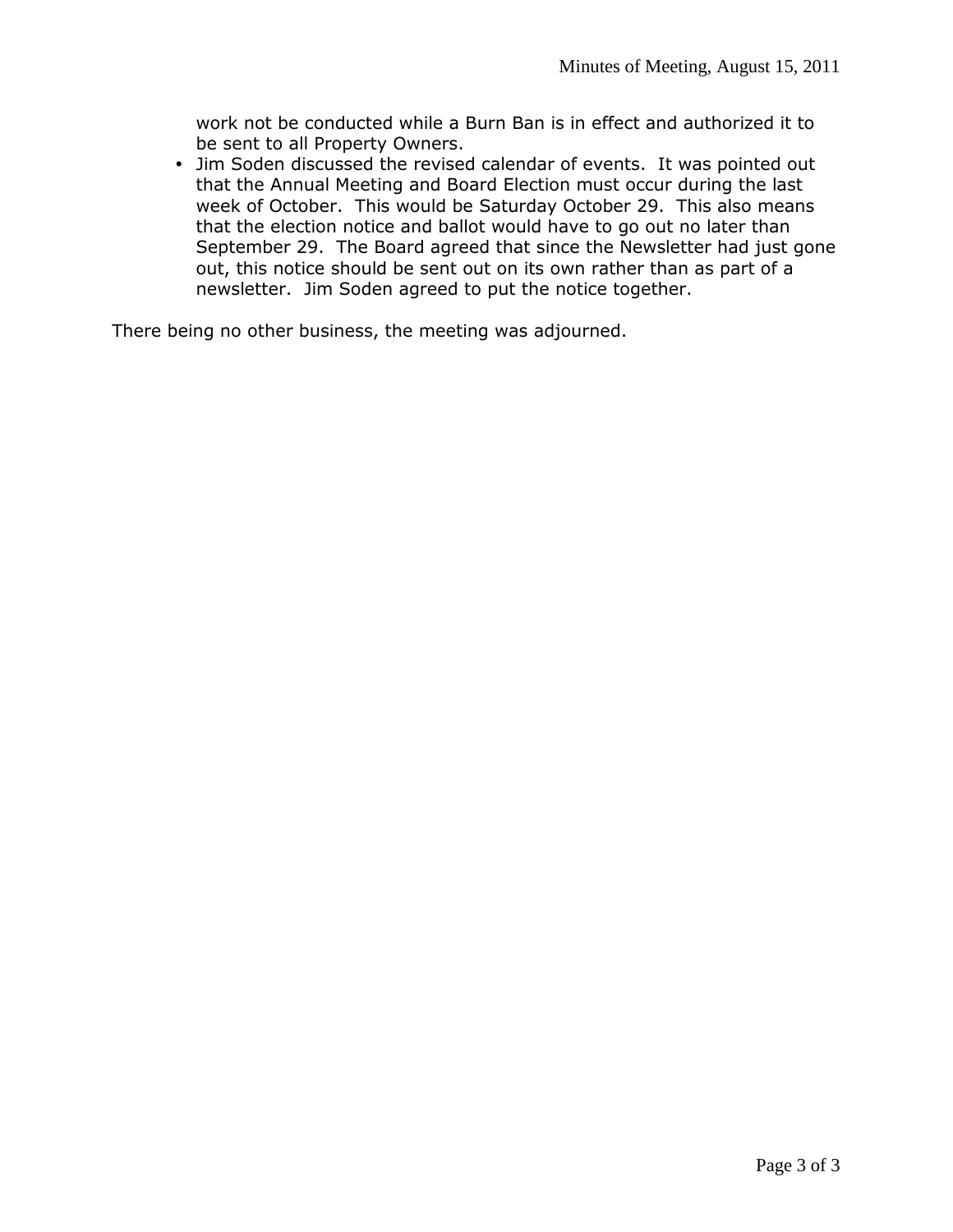work not be conducted while a Burn Ban is in effect and authorized it to be sent to all Property Owners.

- Jim Soden discussed the revised calendar of events. It was pointed out that the Annual Meeting and Board Election must occur during the last week of October. This would be Saturday October 29. This also means that the election notice and ballot would have to go out no later than September 29. The Board agreed that since the Newsletter had just gone out, this notice should be sent out on its own rather than as part of a newsletter. Jim Soden agreed to put the notice together.

There being no other business, the meeting was adjourned.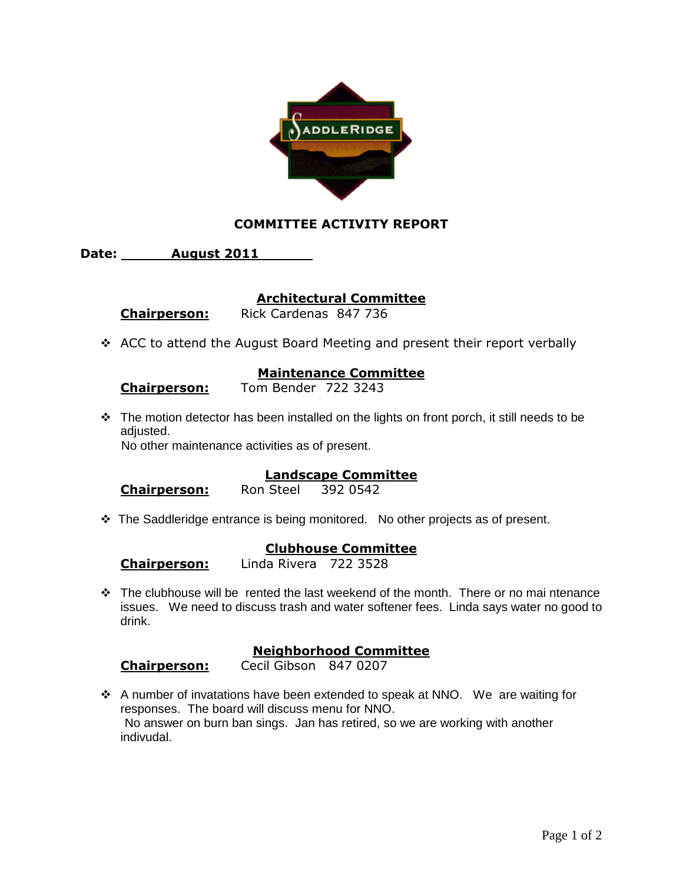# COMMITTEE ACTIVITY REPORT

**Date: August 2011**

## Architectural Committee

**Chairperson:** Rick Cardenas 847 736

- ACC to attend the August Board Meeting and present their report verbally

## Maintenance Committee

**Chairperson:** Tom Bender 722 3243

- The motion detector has been installed on the lights on front porch, it still needs to be adjusted.
  No other maintenance activities as of present.

## Landscape Committee

**Chairperson:** Ron Steel 392 0542

- The Saddleridge entrance is being monitored. No other projects as of present.

## Clubhouse Committee

**Chairperson:** Linda Rivera 722 3528

- The clubhouse will be rented the last weekend of the month. There or no mai ntenance issues. We need to discuss trash and water softener fees. Linda says water no good to drink.

## Neighborhood Committee

**Chairperson:** Cecil Gibson 847 0207

- A number of invatations have been extended to speak at NNO. We are waiting for responses. The board will discuss menu for NNO.
  No answer on burn ban sings. Jan has retired, so we are working with another indivudal.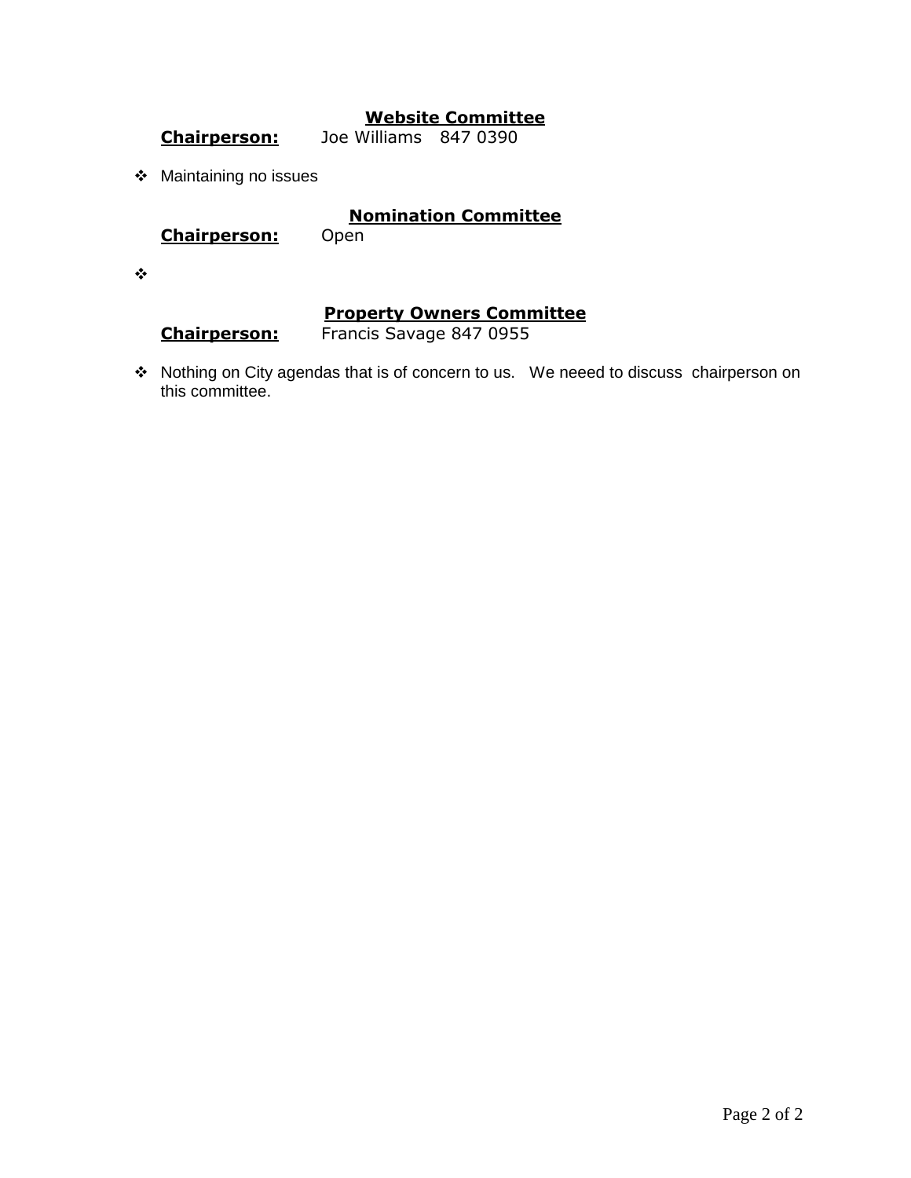## Website Committee

**Chairperson:** Joe Williams 847 0390

- Maintaining no issues

## Nomination Committee

**Chairperson:** Open

-

## Property Owners Committee

**Chairperson:** Francis Savage 847 0955

- Nothing on City agendas that is of concern to us. We neeed to discuss chairperson on this committee.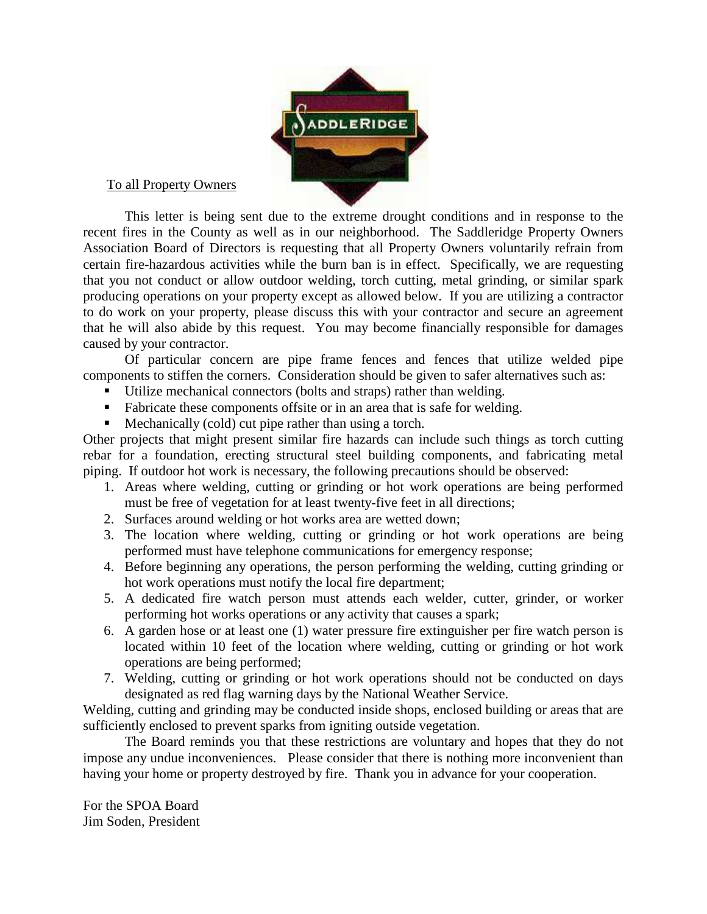To all Property Owners

This letter is being sent due to the extreme drought conditions and in response to the recent fires in the County as well as in our neighborhood. The Saddleridge Property Owners Association Board of Directors is requesting that all Property Owners voluntarily refrain from certain fire-hazardous activities while the burn ban is in effect. Specifically, we are requesting that you not conduct or allow outdoor welding, torch cutting, metal grinding, or similar spark producing operations on your property except as allowed below. If you are utilizing a contractor to do work on your property, please discuss this with your contractor and secure an agreement that he will also abide by this request. You may become financially responsible for damages caused by your contractor.

Of particular concern are pipe frame fences and fences that utilize welded pipe components to stiffen the corners. Consideration should be given to safer alternatives such as:

- Utilize mechanical connectors (bolts and straps) rather than welding.
- Fabricate these components offsite or in an area that is safe for welding.
- Mechanically (cold) cut pipe rather than using a torch.

Other projects that might present similar fire hazards can include such things as torch cutting rebar for a foundation, erecting structural steel building components, and fabricating metal piping. If outdoor hot work is necessary, the following precautions should be observed:

1. Areas where welding, cutting or grinding or hot work operations are being performed must be free of vegetation for at least twenty-five feet in all directions;
2. Surfaces around welding or hot works area are wetted down;
3. The location where welding, cutting or grinding or hot work operations are being performed must have telephone communications for emergency response;
4. Before beginning any operations, the person performing the welding, cutting grinding or hot work operations must notify the local fire department;
5. A dedicated fire watch person must attends each welder, cutter, grinder, or worker performing hot works operations or any activity that causes a spark;
6. A garden hose or at least one (1) water pressure fire extinguisher per fire watch person is located within 10 feet of the location where welding, cutting or grinding or hot work operations are being performed;
7. Welding, cutting or grinding or hot work operations should not be conducted on days designated as red flag warning days by the National Weather Service.

Welding, cutting and grinding may be conducted inside shops, enclosed building or areas that are sufficiently enclosed to prevent sparks from igniting outside vegetation.

The Board reminds you that these restrictions are voluntary and hopes that they do not impose any undue inconveniences. Please consider that there is nothing more inconvenient than having your home or property destroyed by fire. Thank you in advance for your cooperation.

For the SPOA Board
Jim Soden, President